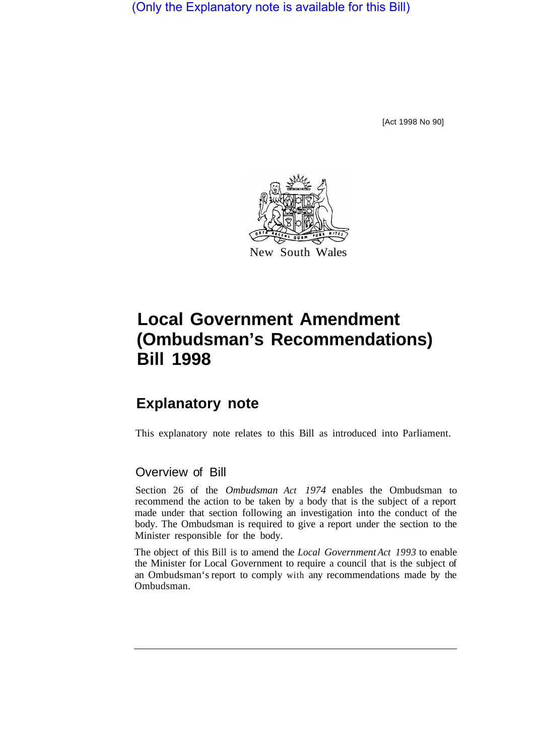(Only the Explanatory note is available for this Bill)

[Act 1998 No 90]

New South Wales

# Local Government Amendment (Ombudsman's Recommendations) Bill 1998

## Explanatory note

This explanatory note relates to this Bill as introduced into Parliament.

### Overview of Bill

Section 26 of the *Ombudsman Act 1974* enables the Ombudsman to recommend the action to be taken by a body that is the subject of a report made under that section following an investigation into the conduct of the body. The Ombudsman is required to give a report under the section to the Minister responsible for the body.

The object of this Bill is to amend the *Local Government Act 1993* to enable the Minister for Local Government to require a council that is the subject of an Ombudsman's report to comply with any recommendations made by the Ombudsman.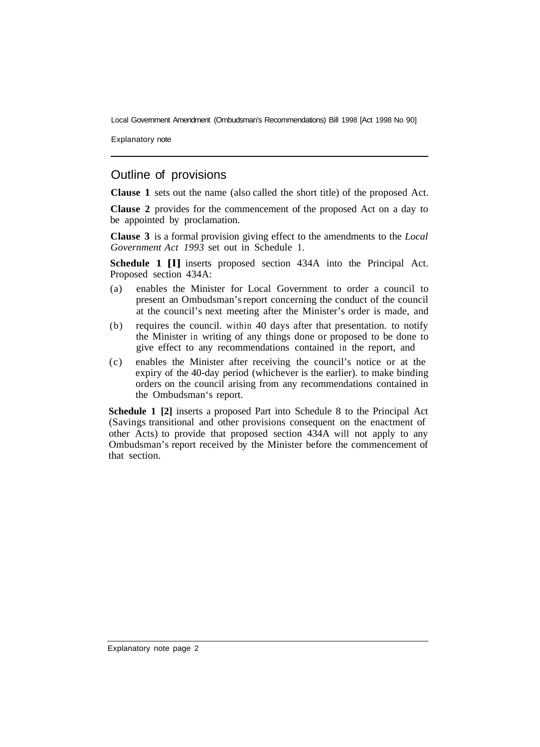## Outline of provisions

**Clause 1** sets out the name (also called the short title) of the proposed Act.

**Clause 2** provides for the commencement of the proposed Act on a day to be appointed by proclamation.

**Clause 3** is a formal provision giving effect to the amendments to the *Local Government Act 1993* set out in Schedule 1.

**Schedule 1 [1]** inserts proposed section 434A into the Principal Act. Proposed section 434A:

(a) enables the Minister for Local Government to order a council to present an Ombudsman's report concerning the conduct of the council at the council's next meeting after the Minister's order is made, and

(b) requires the council. within 40 days after that presentation. to notify the Minister in writing of any things done or proposed to be done to give effect to any recommendations contained in the report, and

(c) enables the Minister after receiving the council's notice or at the expiry of the 40-day period (whichever is the earlier). to make binding orders on the council arising from any recommendations contained in the Ombudsman's report.

**Schedule 1 [2]** inserts a proposed Part into Schedule 8 to the Principal Act (Savings transitional and other provisions consequent on the enactment of other Acts) to provide that proposed section 434A will not apply to any Ombudsman's report received by the Minister before the commencement of that section.